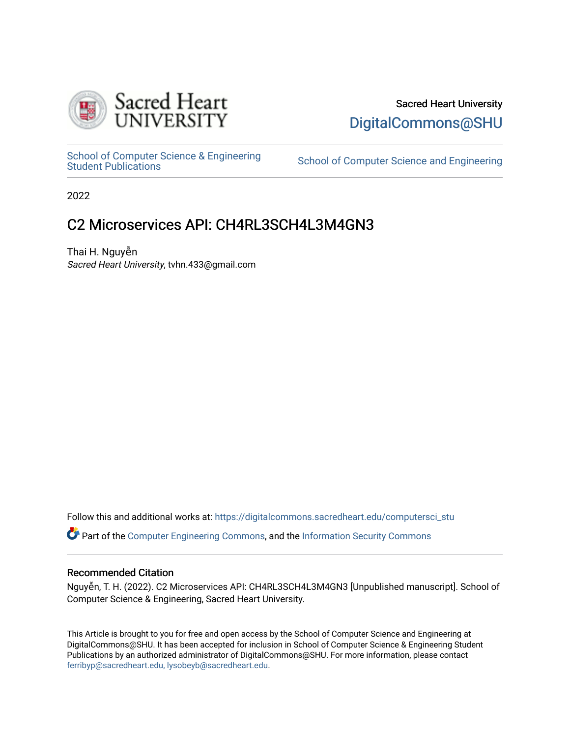Sacred Heart University

DigitalCommons@SHU

School of Computer Science & Engineering Student Publications

School of Computer Science and Engineering

2022

# C2 Microservices API: CH4RL3SCH4L3M4GN3

Thai H. Nguyễn
*Sacred Heart University*, tvhn.433@gmail.com

Follow this and additional works at: https://digitalcommons.sacredheart.edu/computersci_stu

Part of the Computer Engineering Commons, and the Information Security Commons

## Recommended Citation

Nguyễn, T. H. (2022). C2 Microservices API: CH4RL3SCH4L3M4GN3 [Unpublished manuscript]. School of Computer Science & Engineering, Sacred Heart University.

This Article is brought to you for free and open access by the School of Computer Science and Engineering at DigitalCommons@SHU. It has been accepted for inclusion in School of Computer Science & Engineering Student Publications by an authorized administrator of DigitalCommons@SHU. For more information, please contact ferribyp@sacredheart.edu, lysobeyb@sacredheart.edu.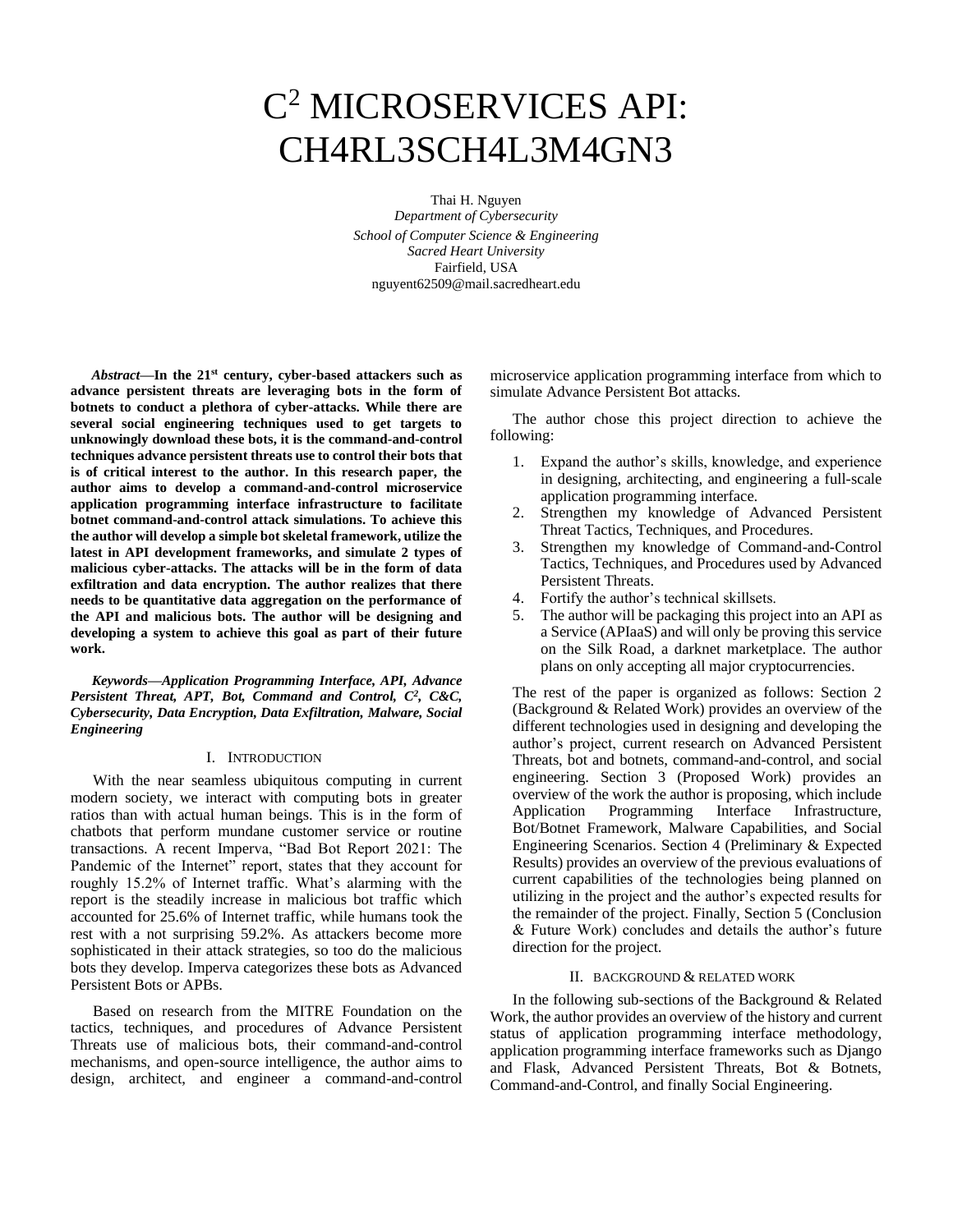# C[2] MICROSERVICES API: CH4RL3SCH4L3M4GN3

Thai H. Nguyen
*Department of Cybersecurity*
*School of Computer Science & Engineering*
*Sacred Heart University*
Fairfield, USA
nguyent62509@mail.sacredheart.edu

***Abstract*—In the 21st century, cyber-based attackers such as advance persistent threats are leveraging bots in the form of botnets to conduct a plethora of cyber-attacks. While there are several social engineering techniques used to get targets to unknowingly download these bots, it is the command-and-control techniques advance persistent threats use to control their bots that is of critical interest to the author. In this research paper, the author aims to develop a command-and-control microservice application programming interface infrastructure to facilitate botnet command-and-control attack simulations. To achieve this the author will develop a simple bot skeletal framework, utilize the latest in API development frameworks, and simulate 2 types of malicious cyber-attacks. The attacks will be in the form of data exfiltration and data encryption. The author realizes that there needs to be quantitative data aggregation on the performance of the API and malicious bots. The author will be designing and developing a system to achieve this goal as part of their future work.**

***Keywords*—*Application Programming Interface, API, Advance Persistent Threat, APT, Bot, Command and Control, C[2], C&C, Cybersecurity, Data Encryption, Data Exfiltration, Malware, Social Engineering***

## I. Introduction

With the near seamless ubiquitous computing in current modern society, we interact with computing bots in greater ratios than with actual human beings. This is in the form of chatbots that perform mundane customer service or routine transactions. A recent Imperva, "Bad Bot Report 2021: The Pandemic of the Internet" report, states that they account for roughly 15.2% of Internet traffic. What's alarming with the report is the steadily increase in malicious bot traffic which accounted for 25.6% of Internet traffic, while humans took the rest with a not surprising 59.2%. As attackers become more sophisticated in their attack strategies, so too do the malicious bots they develop. Imperva categorizes these bots as Advanced Persistent Bots or APBs.

Based on research from the MITRE Foundation on the tactics, techniques, and procedures of Advance Persistent Threats use of malicious bots, their command-and-control mechanisms, and open-source intelligence, the author aims to design, architect, and engineer a command-and-control microservice application programming interface from which to simulate Advance Persistent Bot attacks.

The author chose this project direction to achieve the following:

1. Expand the author's skills, knowledge, and experience in designing, architecting, and engineering a full-scale application programming interface.
2. Strengthen my knowledge of Advanced Persistent Threat Tactics, Techniques, and Procedures.
3. Strengthen my knowledge of Command-and-Control Tactics, Techniques, and Procedures used by Advanced Persistent Threats.
4. Fortify the author's technical skillsets.
5. The author will be packaging this project into an API as a Service (APIaaS) and will only be proving this service on the Silk Road, a darknet marketplace. The author plans on only accepting all major cryptocurrencies.

The rest of the paper is organized as follows: Section 2 (Background & Related Work) provides an overview of the different technologies used in designing and developing the author's project, current research on Advanced Persistent Threats, bot and botnets, command-and-control, and social engineering. Section 3 (Proposed Work) provides an overview of the work the author is proposing, which include Application Programming Interface Infrastructure, Bot/Botnet Framework, Malware Capabilities, and Social Engineering Scenarios. Section 4 (Preliminary & Expected Results) provides an overview of the previous evaluations of current capabilities of the technologies being planned on utilizing in the project and the author's expected results for the remainder of the project. Finally, Section 5 (Conclusion & Future Work) concludes and details the author's future direction for the project.

## II. Background & Related Work

In the following sub-sections of the Background & Related Work, the author provides an overview of the history and current status of application programming interface methodology, application programming interface frameworks such as Django and Flask, Advanced Persistent Threats, Bot & Botnets, Command-and-Control, and finally Social Engineering.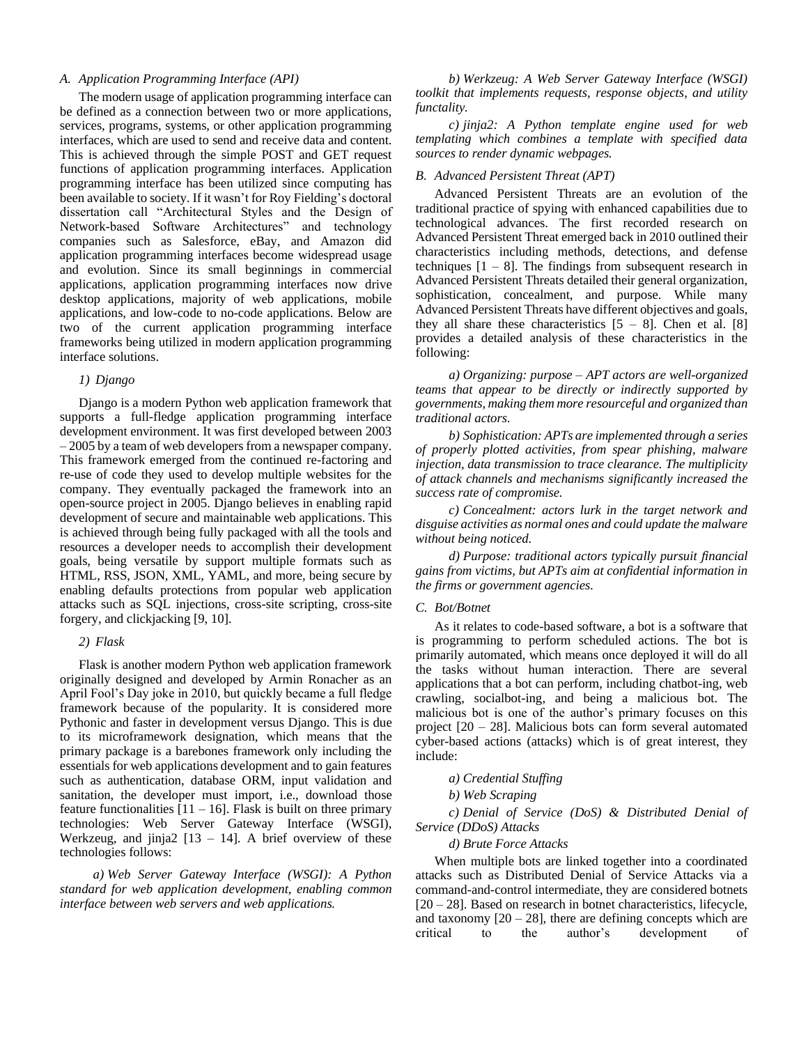### A. Application Programming Interface (API)

The modern usage of application programming interface can be defined as a connection between two or more applications, services, programs, systems, or other application programming interfaces, which are used to send and receive data and content. This is achieved through the simple POST and GET request functions of application programming interfaces. Application programming interface has been utilized since computing has been available to society. If it wasn't for Roy Fielding's doctoral dissertation call "Architectural Styles and the Design of Network-based Software Architectures" and technology companies such as Salesforce, eBay, and Amazon did application programming interfaces become widespread usage and evolution. Since its small beginnings in commercial applications, application programming interfaces now drive desktop applications, majority of web applications, mobile applications, and low-code to no-code applications. Below are two of the current application programming interface frameworks being utilized in modern application programming interface solutions.

#### 1) Django

Django is a modern Python web application framework that supports a full-fledge application programming interface development environment. It was first developed between 2003 – 2005 by a team of web developers from a newspaper company. This framework emerged from the continued re-factoring and re-use of code they used to develop multiple websites for the company. They eventually packaged the framework into an open-source project in 2005. Django believes in enabling rapid development of secure and maintainable web applications. This is achieved through being fully packaged with all the tools and resources a developer needs to accomplish their development goals, being versatile by support multiple formats such as HTML, RSS, JSON, XML, YAML, and more, being secure by enabling defaults protections from popular web application attacks such as SQL injections, cross-site scripting, cross-site forgery, and clickjacking [9, 10].

#### 2) Flask

Flask is another modern Python web application framework originally designed and developed by Armin Ronacher as an April Fool's Day joke in 2010, but quickly became a full fledge framework because of the popularity. It is considered more Pythonic and faster in development versus Django. This is due to its microframework designation, which means that the primary package is a barebones framework only including the essentials for web applications development and to gain features such as authentication, database ORM, input validation and sanitation, the developer must import, i.e., download those feature functionalities [11 – 16]. Flask is built on three primary technologies: Web Server Gateway Interface (WSGI), Werkzeug, and jinja2 [13 – 14]. A brief overview of these technologies follows:

*a) Web Server Gateway Interface (WSGI): A Python standard for web application development, enabling common interface between web servers and web applications.*

*b) Werkzeug: A Web Server Gateway Interface (WSGI) toolkit that implements requests, response objects, and utility functality.*

*c) jinja2: A Python template engine used for web templating which combines a template with specified data sources to render dynamic webpages.*

### B. Advanced Persistent Threat (APT)

Advanced Persistent Threats are an evolution of the traditional practice of spying with enhanced capabilities due to technological advances. The first recorded research on Advanced Persistent Threat emerged back in 2010 outlined their characteristics including methods, detections, and defense techniques [1 – 8]. The findings from subsequent research in Advanced Persistent Threats detailed their general organization, sophistication, concealment, and purpose. While many Advanced Persistent Threats have different objectives and goals, they all share these characteristics [5 – 8]. Chen et al. [8] provides a detailed analysis of these characteristics in the following:

*a) Organizing: purpose – APT actors are well-organized teams that appear to be directly or indirectly supported by governments, making them more resourceful and organized than traditional actors.*

*b) Sophistication: APTs are implemented through a series of properly plotted activities, from spear phishing, malware injection, data transmission to trace clearance. The multiplicity of attack channels and mechanisms significantly increased the success rate of compromise.*

*c) Concealment: actors lurk in the target network and disguise activities as normal ones and could update the malware without being noticed.*

*d) Purpose: traditional actors typically pursuit financial gains from victims, but APTs aim at confidential information in the firms or government agencies.*

### C. Bot/Botnet

As it relates to code-based software, a bot is a software that is programming to perform scheduled actions. The bot is primarily automated, which means once deployed it will do all the tasks without human interaction. There are several applications that a bot can perform, including chatbot-ing, web crawling, socialbot-ing, and being a malicious bot. The malicious bot is one of the author's primary focuses on this project [20 – 28]. Malicious bots can form several automated cyber-based actions (attacks) which is of great interest, they include:

*a) Credential Stuffing*

*b) Web Scraping*

*c) Denial of Service (DoS) & Distributed Denial of Service (DDoS) Attacks*

*d) Brute Force Attacks*

When multiple bots are linked together into a coordinated attacks such as Distributed Denial of Service Attacks via a command-and-control intermediate, they are considered botnets [20 – 28]. Based on research in botnet characteristics, lifecycle, and taxonomy [20 – 28], there are defining concepts which are critical to the author's development of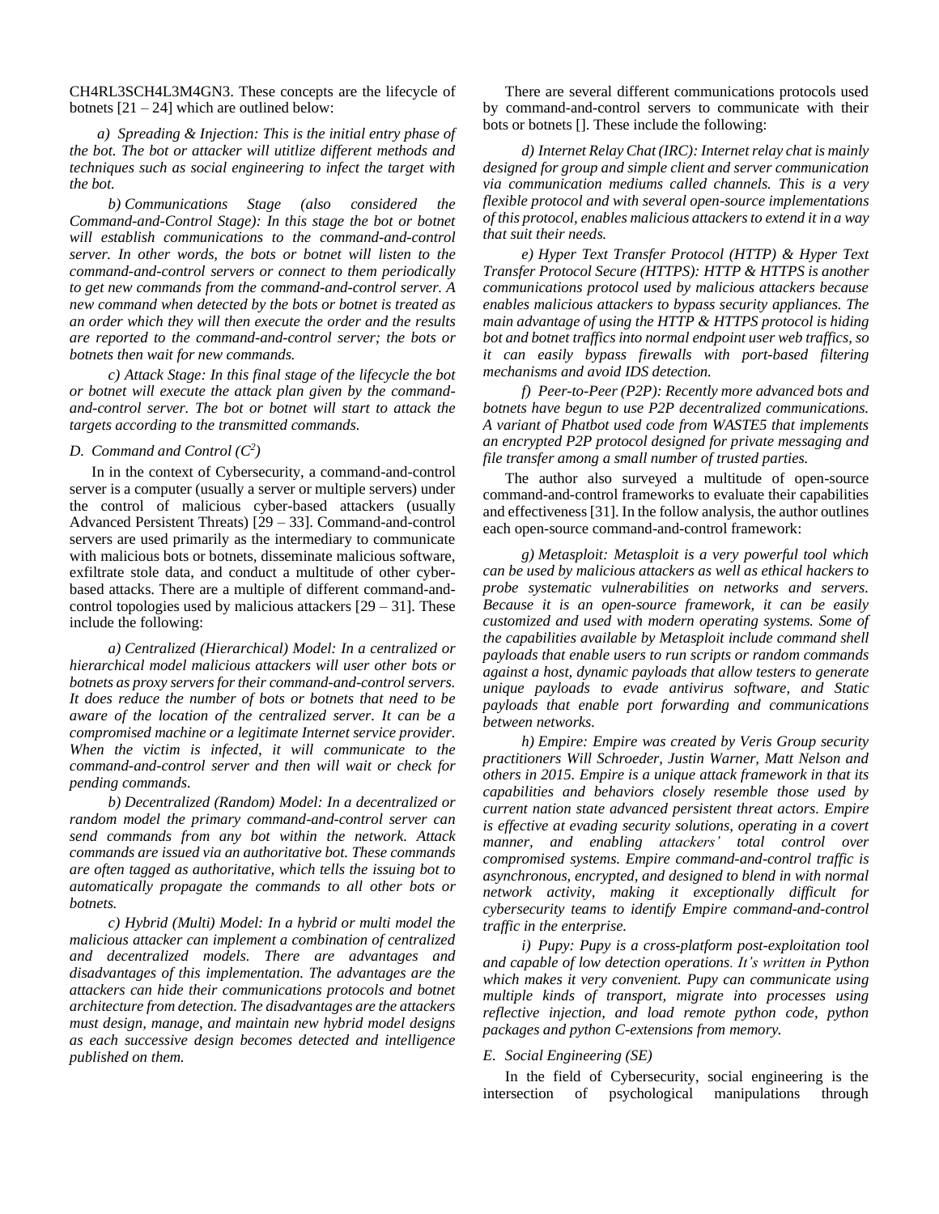CH4RL3SCH4L3M4GN3. These concepts are the lifecycle of botnets [21 – 24] which are outlined below:

*a) Spreading & Injection: This is the initial entry phase of the bot. The bot or attacker will utitlize different methods and techniques such as social engineering to infect the target with the bot.*

*b) Communications Stage (also considered the Command-and-Control Stage): In this stage the bot or botnet will establish communications to the command-and-control server. In other words, the bots or botnet will listen to the command-and-control servers or connect to them periodically to get new commands from the command-and-control server. A new command when detected by the bots or botnet is treated as an order which they will then execute the order and the results are reported to the command-and-control server; the bots or botnets then wait for new commands.*

*c) Attack Stage: In this final stage of the lifecycle the bot or botnet will execute the attack plan given by the command-and-control server. The bot or botnet will start to attack the targets according to the transmitted commands.*

### D. Command and Control ($C^2$)

In in the context of Cybersecurity, a command-and-control server is a computer (usually a server or multiple servers) under the control of malicious cyber-based attackers (usually Advanced Persistent Threats) [29 – 33]. Command-and-control servers are used primarily as the intermediary to communicate with malicious bots or botnets, disseminate malicious software, exfiltrate stole data, and conduct a multitude of other cyber-based attacks. There are a multiple of different command-and-control topologies used by malicious attackers [29 – 31]. These include the following:

*a) Centralized (Hierarchical) Model: In a centralized or hierarchical model malicious attackers will user other bots or botnets as proxy servers for their command-and-control servers. It does reduce the number of bots or botnets that need to be aware of the location of the centralized server. It can be a compromised machine or a legitimate Internet service provider. When the victim is infected, it will communicate to the command-and-control server and then will wait or check for pending commands.*

*b) Decentralized (Random) Model: In a decentralized or random model the primary command-and-control server can send commands from any bot within the network. Attack commands are issued via an authoritative bot. These commands are often tagged as authoritative, which tells the issuing bot to automatically propagate the commands to all other bots or botnets.*

*c) Hybrid (Multi) Model: In a hybrid or multi model the malicious attacker can implement a combination of centralized and decentralized models. There are advantages and disadvantages of this implementation. The advantages are the attackers can hide their communications protocols and botnet architecture from detection. The disadvantages are the attackers must design, manage, and maintain new hybrid model designs as each successive design becomes detected and intelligence published on them.*

There are several different communications protocols used by command-and-control servers to communicate with their bots or botnets []. These include the following:

*d) Internet Relay Chat (IRC): Internet relay chat is mainly designed for group and simple client and server communication via communication mediums called channels. This is a very flexible protocol and with several open-source implementations of this protocol, enables malicious attackers to extend it in a way that suit their needs.*

*e) Hyper Text Transfer Protocol (HTTP) & Hyper Text Transfer Protocol Secure (HTTPS): HTTP & HTTPS is another communications protocol used by malicious attackers because enables malicious attackers to bypass security appliances. The main advantage of using the HTTP & HTTPS protocol is hiding bot and botnet traffics into normal endpoint user web traffics, so it can easily bypass firewalls with port-based filtering mechanisms and avoid IDS detection.*

*f) Peer-to-Peer (P2P): Recently more advanced bots and botnets have begun to use P2P decentralized communications. A variant of Phatbot used code from WASTE5 that implements an encrypted P2P protocol designed for private messaging and file transfer among a small number of trusted parties.*

The author also surveyed a multitude of open-source command-and-control frameworks to evaluate their capabilities and effectiveness [31]. In the follow analysis, the author outlines each open-source command-and-control framework:

*g) Metasploit: Metasploit is a very powerful tool which can be used by malicious attackers as well as ethical hackers to probe systematic vulnerabilities on networks and servers. Because it is an open-source framework, it can be easily customized and used with modern operating systems. Some of the capabilities available by Metasploit include command shell payloads that enable users to run scripts or random commands against a host, dynamic payloads that allow testers to generate unique payloads to evade antivirus software, and Static payloads that enable port forwarding and communications between networks.*

*h) Empire: Empire was created by Veris Group security practitioners Will Schroeder, Justin Warner, Matt Nelson and others in 2015. Empire is a unique attack framework in that its capabilities and behaviors closely resemble those used by current nation state advanced persistent threat actors. Empire is effective at evading security solutions, operating in a covert manner, and enabling attackers' total control over compromised systems. Empire command-and-control traffic is asynchronous, encrypted, and designed to blend in with normal network activity, making it exceptionally difficult for cybersecurity teams to identify Empire command-and-control traffic in the enterprise.*

*i) Pupy: Pupy is a cross-platform post-exploitation tool and capable of low detection operations. It's written in Python which makes it very convenient. Pupy can communicate using multiple kinds of transport, migrate into processes using reflective injection, and load remote python code, python packages and python C-extensions from memory.*

### E. Social Engineering (SE)

In the field of Cybersecurity, social engineering is the intersection of psychological manipulations through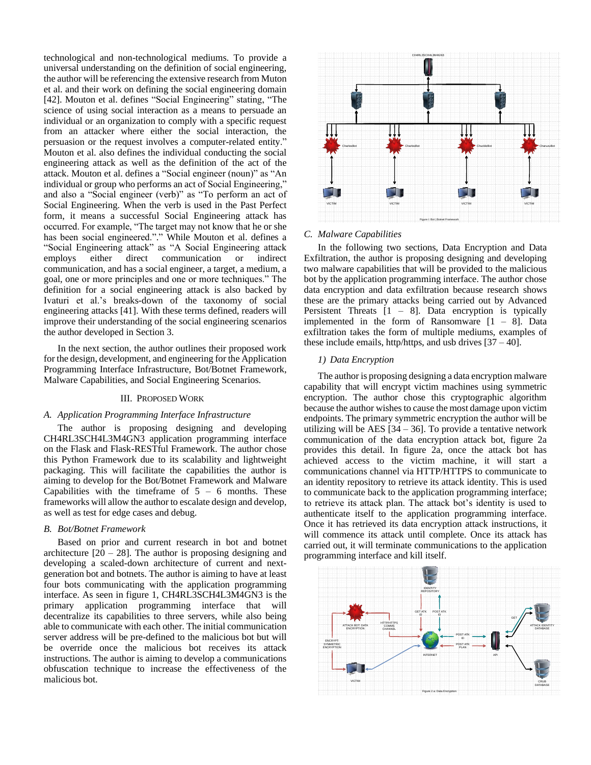technological and non-technological mediums. To provide a universal understanding on the definition of social engineering, the author will be referencing the extensive research from Muton et al. and their work on defining the social engineering domain [42]. Mouton et al. defines "Social Engineering" stating, "The science of using social interaction as a means to persuade an individual or an organization to comply with a specific request from an attacker where either the social interaction, the persuasion or the request involves a computer-related entity." Mouton et al. also defines the individual conducting the social engineering attack as well as the definition of the act of the attack. Mouton et al. defines a "Social engineer (noun)" as "An individual or group who performs an act of Social Engineering," and also a "Social engineer (verb)" as "To perform an act of Social Engineering. When the verb is used in the Past Perfect form, it means a successful Social Engineering attack has occurred. For example, "The target may not know that he or she has been social engineered."." While Mouton et al. defines a "Social Engineering attack" as "A Social Engineering attack employs either direct communication or indirect communication, and has a social engineer, a target, a medium, a goal, one or more principles and one or more techniques." The definition for a social engineering attack is also backed by Ivaturi et al.'s breaks-down of the taxonomy of social engineering attacks [41]. With these terms defined, readers will improve their understanding of the social engineering scenarios the author developed in Section 3.

In the next section, the author outlines their proposed work for the design, development, and engineering for the Application Programming Interface Infrastructure, Bot/Botnet Framework, Malware Capabilities, and Social Engineering Scenarios.

## III. Proposed Work

### A. *Application Programming Interface Infrastructure*

The author is proposing designing and developing CH4RL3SCH4L3M4GN3 application programming interface on the Flask and Flask-RESTful Framework. The author chose this Python Framework due to its scalability and lightweight packaging. This will facilitate the capabilities the author is aiming to develop for the Bot/Botnet Framework and Malware Capabilities with the timeframe of 5 – 6 months. These frameworks will allow the author to escalate design and develop, as well as test for edge cases and debug.

### B. *Bot/Botnet Framework*

Based on prior and current research in bot and botnet architecture [20 – 28]. The author is proposing designing and developing a scaled-down architecture of current and next-generation bot and botnets. The author is aiming to have at least four bots communicating with the application programming interface. As seen in figure 1, CH4RL3SCH4L3M4GN3 is the primary application programming interface that will decentralize its capabilities to three servers, while also being able to communicate with each other. The initial communication server address will be pre-defined to the malicious bot but will be override once the malicious bot receives its attack instructions. The author is aiming to develop a communications obfuscation technique to increase the effectiveness of the malicious bot.

Figure 1: Bot | Botnet Framework

### C. *Malware Capabilities*

In the following two sections, Data Encryption and Data Exfiltration, the author is proposing designing and developing two malware capabilities that will be provided to the malicious bot by the application programming interface. The author chose data encryption and data exfiltration because research shows these are the primary attacks being carried out by Advanced Persistent Threats [1 – 8]. Data encryption is typically implemented in the form of Ransomware [1 – 8]. Data exfiltration takes the form of multiple mediums, examples of these include emails, http/https, and usb drives [37 – 40].

#### 1) *Data Encryption*

The author is proposing designing a data encryption malware capability that will encrypt victim machines using symmetric encryption. The author chose this cryptographic algorithm because the author wishes to cause the most damage upon victim endpoints. The primary symmetric encryption the author will be utilizing will be AES [34 – 36]. To provide a tentative network communication of the data encryption attack bot, figure 2a provides this detail. In figure 2a, once the attack bot has achieved access to the victim machine, it will start a communications channel via HTTP/HTTPS to communicate to an identity repository to retrieve its attack identity. This is used to communicate back to the application programming interface; to retrieve its attack plan. The attack bot's identity is used to authenticate itself to the application programming interface. Once it has retrieved its data encryption attack instructions, it will commence its attack until complete. Once its attack has carried out, it will terminate communications to the application programming interface and kill itself.

Figure 2 a: Data Encryption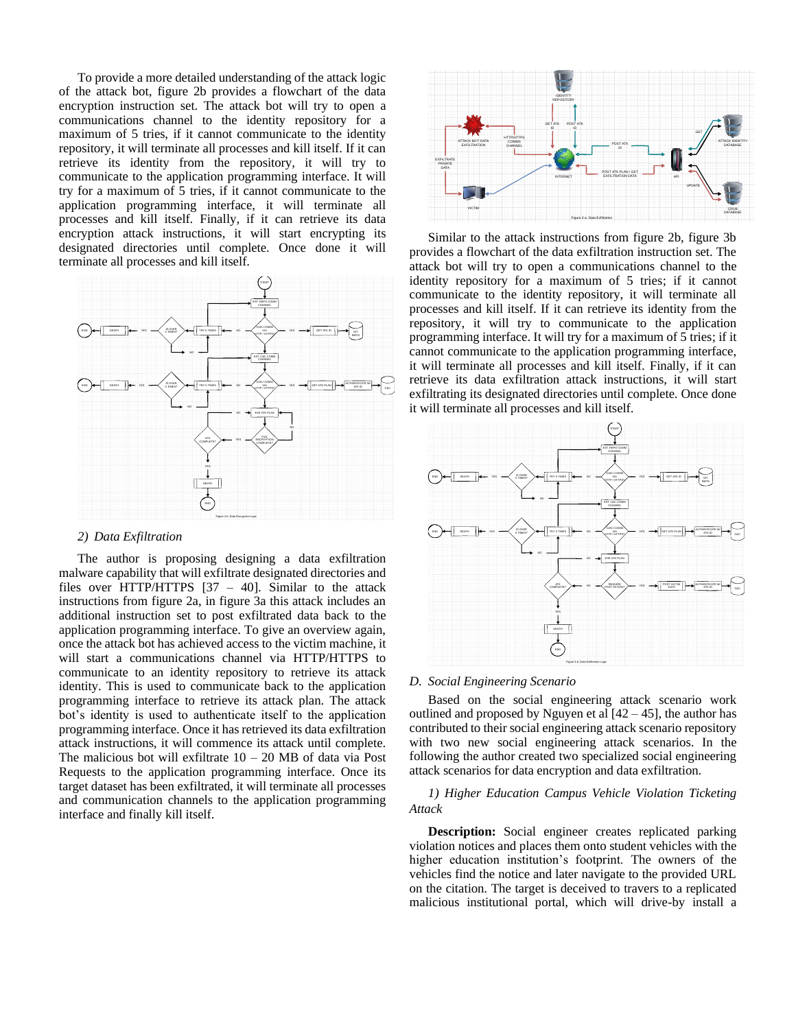To provide a more detailed understanding of the attack logic of the attack bot, figure 2b provides a flowchart of the data encryption instruction set. The attack bot will try to open a communications channel to the identity repository for a maximum of 5 tries, if it cannot communicate to the identity repository, it will terminate all processes and kill itself. If it can retrieve its identity from the repository, it will try to communicate to the application programming interface. It will try for a maximum of 5 tries, if it cannot communicate to the application programming interface, it will terminate all processes and kill itself. Finally, if it can retrieve its data encryption attack instructions, it will start encrypting its designated directories until complete. Once done it will terminate all processes and kill itself.

Figure 2.b: Data Encryption Logic

### 2) Data Exfiltration

The author is proposing designing a data exfiltration malware capability that will exfiltrate designated directories and files over HTTP/HTTPS [37 – 40]. Similar to the attack instructions from figure 2a, in figure 3a this attack includes an additional instruction set to post exfiltrated data back to the application programming interface. To give an overview again, once the attack bot has achieved access to the victim machine, it will start a communications channel via HTTP/HTTPS to communicate to an identity repository to retrieve its attack identity. This is used to communicate back to the application programming interface to retrieve its attack plan. The attack bot's identity is used to authenticate itself to the application programming interface. Once it has retrieved its data exfiltration attack instructions, it will commence its attack until complete. The malicious bot will exfiltrate 10 – 20 MB of data via Post Requests to the application programming interface. Once its target dataset has been exfiltrated, it will terminate all processes and communication channels to the application programming interface and finally kill itself.

Figure 3.a: Data Exfiltration

Similar to the attack instructions from figure 2b, figure 3b provides a flowchart of the data exfiltration instruction set. The attack bot will try to open a communications channel to the identity repository for a maximum of 5 tries; if it cannot communicate to the identity repository, it will terminate all processes and kill itself. If it can retrieve its identity from the repository, it will try to communicate to the application programming interface. It will try for a maximum of 5 tries; if it cannot communicate to the application programming interface, it will terminate all processes and kill itself. Finally, if it can retrieve its data exfiltration attack instructions, it will start exfiltrating its designated directories until complete. Once done it will terminate all processes and kill itself.

Figure 3.b: Data Exfiltration Logic

## D. Social Engineering Scenario

Based on the social engineering attack scenario work outlined and proposed by Nguyen et al [42 – 45], the author has contributed to their social engineering attack scenario repository with two new social engineering attack scenarios. In the following the author created two specialized social engineering attack scenarios for data encryption and data exfiltration.

### 1) Higher Education Campus Vehicle Violation Ticketing Attack

**Description:** Social engineer creates replicated parking violation notices and places them onto student vehicles with the higher education institution's footprint. The owners of the vehicles find the notice and later navigate to the provided URL on the citation. The target is deceived to travers to a replicated malicious institutional portal, which will drive-by install a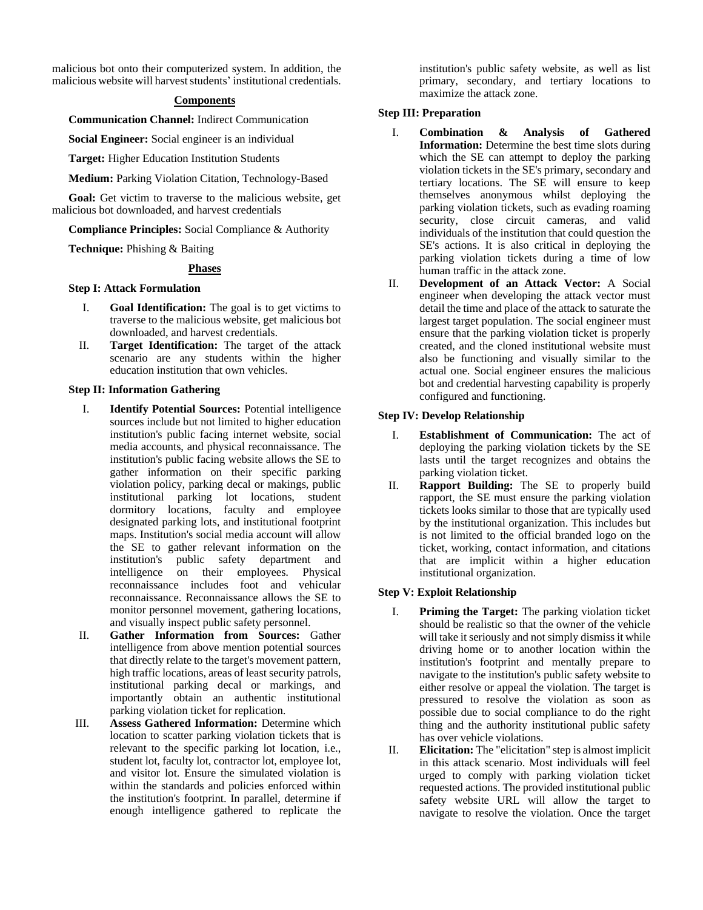malicious bot onto their computerized system. In addition, the malicious website will harvest students' institutional credentials.

**Components**

**Communication Channel:** Indirect Communication

**Social Engineer:** Social engineer is an individual

**Target:** Higher Education Institution Students

**Medium:** Parking Violation Citation, Technology-Based

**Goal:** Get victim to traverse to the malicious website, get malicious bot downloaded, and harvest credentials

**Compliance Principles:** Social Compliance & Authority

**Technique:** Phishing & Baiting

**Phases**

**Step I: Attack Formulation**

I. **Goal Identification:** The goal is to get victims to traverse to the malicious website, get malicious bot downloaded, and harvest credentials.
II. **Target Identification:** The target of the attack scenario are any students within the higher education institution that own vehicles.

**Step II: Information Gathering**

I. **Identify Potential Sources:** Potential intelligence sources include but not limited to higher education institution's public facing internet website, social media accounts, and physical reconnaissance. The institution's public facing website allows the SE to gather information on their specific parking violation policy, parking decal or makings, public institutional parking lot locations, student dormitory locations, faculty and employee designated parking lots, and institutional footprint maps. Institution's social media account will allow the SE to gather relevant information on the institution's public safety department and intelligence on their employees. Physical reconnaissance includes foot and vehicular reconnaissance. Reconnaissance allows the SE to monitor personnel movement, gathering locations, and visually inspect public safety personnel.
II. **Gather Information from Sources:** Gather intelligence from above mention potential sources that directly relate to the target's movement pattern, high traffic locations, areas of least security patrols, institutional parking decal or markings, and importantly obtain an authentic institutional parking violation ticket for replication.
III. **Assess Gathered Information:** Determine which location to scatter parking violation tickets that is relevant to the specific parking lot location, i.e., student lot, faculty lot, contractor lot, employee lot, and visitor lot. Ensure the simulated violation is within the standards and policies enforced within the institution's footprint. In parallel, determine if enough intelligence gathered to replicate the institution's public safety website, as well as list primary, secondary, and tertiary locations to maximize the attack zone.

**Step III: Preparation**

I. **Combination & Analysis of Gathered Information:** Determine the best time slots during which the SE can attempt to deploy the parking violation tickets in the SE's primary, secondary and tertiary locations. The SE will ensure to keep themselves anonymous whilst deploying the parking violation tickets, such as evading roaming security, close circuit cameras, and valid individuals of the institution that could question the SE's actions. It is also critical in deploying the parking violation tickets during a time of low human traffic in the attack zone.
II. **Development of an Attack Vector:** A Social engineer when developing the attack vector must detail the time and place of the attack to saturate the largest target population. The social engineer must ensure that the parking violation ticket is properly created, and the cloned institutional website must also be functioning and visually similar to the actual one. Social engineer ensures the malicious bot and credential harvesting capability is properly configured and functioning.

**Step IV: Develop Relationship**

I. **Establishment of Communication:** The act of deploying the parking violation tickets by the SE lasts until the target recognizes and obtains the parking violation ticket.
II. **Rapport Building:** The SE to properly build rapport, the SE must ensure the parking violation tickets looks similar to those that are typically used by the institutional organization. This includes but is not limited to the official branded logo on the ticket, working, contact information, and citations that are implicit within a higher education institutional organization.

**Step V: Exploit Relationship**

I. **Priming the Target:** The parking violation ticket should be realistic so that the owner of the vehicle will take it seriously and not simply dismiss it while driving home or to another location within the institution's footprint and mentally prepare to navigate to the institution's public safety website to either resolve or appeal the violation. The target is pressured to resolve the violation as soon as possible due to social compliance to do the right thing and the authority institutional public safety has over vehicle violations.
II. **Elicitation:** The "elicitation" step is almost implicit in this attack scenario. Most individuals will feel urged to comply with parking violation ticket requested actions. The provided institutional public safety website URL will allow the target to navigate to resolve the violation. Once the target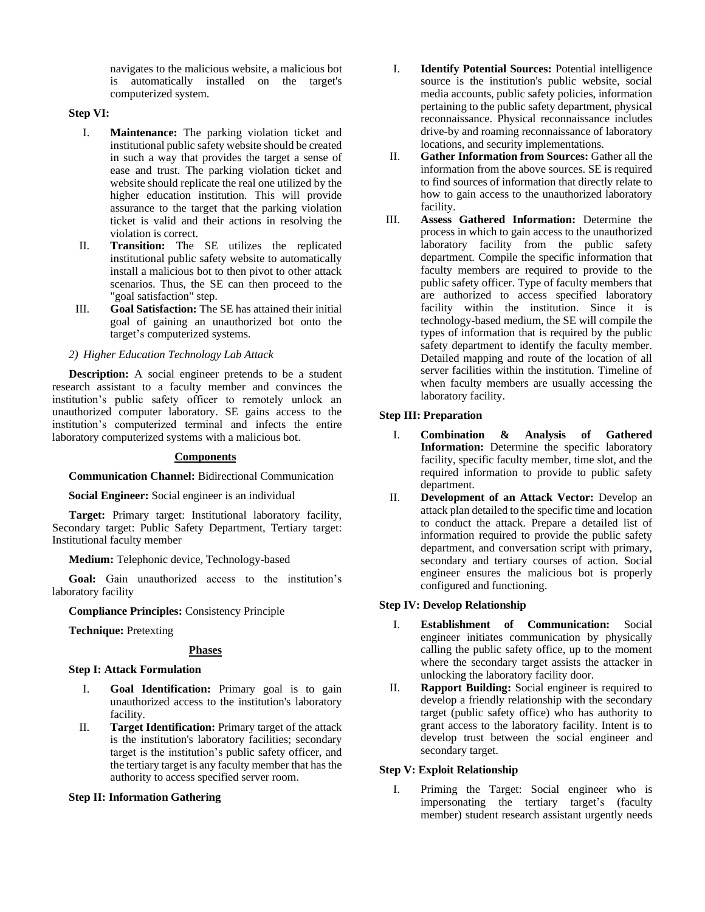navigates to the malicious website, a malicious bot is automatically installed on the target's computerized system.

**Step VI:**

I. **Maintenance:** The parking violation ticket and institutional public safety website should be created in such a way that provides the target a sense of ease and trust. The parking violation ticket and website should replicate the real one utilized by the higher education institution. This will provide assurance to the target that the parking violation ticket is valid and their actions in resolving the violation is correct.

II. **Transition:** The SE utilizes the replicated institutional public safety website to automatically install a malicious bot to then pivot to other attack scenarios. Thus, the SE can then proceed to the "goal satisfaction" step.

III. **Goal Satisfaction:** The SE has attained their initial goal of gaining an unauthorized bot onto the target's computerized systems.

*2) Higher Education Technology Lab Attack*

**Description:** A social engineer pretends to be a student research assistant to a faculty member and convinces the institution's public safety officer to remotely unlock an unauthorized computer laboratory. SE gains access to the institution's computerized terminal and infects the entire laboratory computerized systems with a malicious bot.

**Components**

**Communication Channel:** Bidirectional Communication

**Social Engineer:** Social engineer is an individual

**Target:** Primary target: Institutional laboratory facility, Secondary target: Public Safety Department, Tertiary target: Institutional faculty member

**Medium:** Telephonic device, Technology-based

**Goal:** Gain unauthorized access to the institution's laboratory facility

**Compliance Principles:** Consistency Principle

**Technique:** Pretexting

**Phases**

**Step I: Attack Formulation**

I. **Goal Identification:** Primary goal is to gain unauthorized access to the institution's laboratory facility.

II. **Target Identification:** Primary target of the attack is the institution's laboratory facilities; secondary target is the institution's public safety officer, and the tertiary target is any faculty member that has the authority to access specified server room.

**Step II: Information Gathering**

I. **Identify Potential Sources:** Potential intelligence source is the institution's public website, social media accounts, public safety policies, information pertaining to the public safety department, physical reconnaissance. Physical reconnaissance includes drive-by and roaming reconnaissance of laboratory locations, and security implementations.

II. **Gather Information from Sources:** Gather all the information from the above sources. SE is required to find sources of information that directly relate to how to gain access to the unauthorized laboratory facility.

III. **Assess Gathered Information:** Determine the process in which to gain access to the unauthorized laboratory facility from the public safety department. Compile the specific information that faculty members are required to provide to the public safety officer. Type of faculty members that are authorized to access specified laboratory facility within the institution. Since it is technology-based medium, the SE will compile the types of information that is required by the public safety department to identify the faculty member. Detailed mapping and route of the location of all server facilities within the institution. Timeline of when faculty members are usually accessing the laboratory facility.

**Step III: Preparation**

I. **Combination & Analysis of Gathered Information:** Determine the specific laboratory facility, specific faculty member, time slot, and the required information to provide to public safety department.

II. **Development of an Attack Vector:** Develop an attack plan detailed to the specific time and location to conduct the attack. Prepare a detailed list of information required to provide the public safety department, and conversation script with primary, secondary and tertiary courses of action. Social engineer ensures the malicious bot is properly configured and functioning.

**Step IV: Develop Relationship**

I. **Establishment of Communication:** Social engineer initiates communication by physically calling the public safety office, up to the moment where the secondary target assists the attacker in unlocking the laboratory facility door.

II. **Rapport Building:** Social engineer is required to develop a friendly relationship with the secondary target (public safety office) who has authority to grant access to the laboratory facility. Intent is to develop trust between the social engineer and secondary target.

**Step V: Exploit Relationship**

I. Priming the Target: Social engineer who is impersonating the tertiary target's (faculty member) student research assistant urgently needs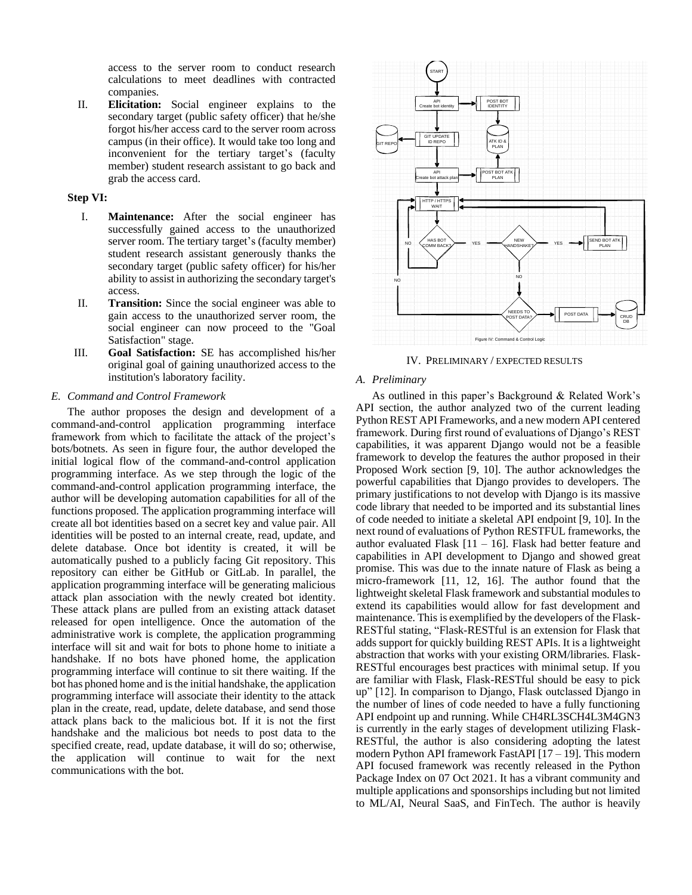access to the server room to conduct research calculations to meet deadlines with contracted companies.

II. **Elicitation:** Social engineer explains to the secondary target (public safety officer) that he/she forgot his/her access card to the server room across campus (in their office). It would take too long and inconvenient for the tertiary target's (faculty member) student research assistant to go back and grab the access card.

**Step VI:**

I. **Maintenance:** After the social engineer has successfully gained access to the unauthorized server room. The tertiary target's (faculty member) student research assistant generously thanks the secondary target (public safety officer) for his/her ability to assist in authorizing the secondary target's access.

II. **Transition:** Since the social engineer was able to gain access to the unauthorized server room, the social engineer can now proceed to the "Goal Satisfaction" stage.

III. **Goal Satisfaction:** SE has accomplished his/her original goal of gaining unauthorized access to the institution's laboratory facility.

### *E. Command and Control Framework*

The author proposes the design and development of a command-and-control application programming interface framework from which to facilitate the attack of the project's bots/botnets. As seen in figure four, the author developed the initial logical flow of the command-and-control application programming interface. As we step through the logic of the command-and-control application programming interface, the author will be developing automation capabilities for all of the functions proposed. The application programming interface will create all bot identities based on a secret key and value pair. All identities will be posted to an internal create, read, update, and delete database. Once bot identity is created, it will be automatically pushed to a publicly facing Git repository. This repository can either be GitHub or GitLab. In parallel, the application programming interface will be generating malicious attack plan association with the newly created bot identity. These attack plans are pulled from an existing attack dataset released for open intelligence. Once the automation of the administrative work is complete, the application programming interface will sit and wait for bots to phone home to initiate a handshake. If no bots have phoned home, the application programming interface will continue to sit there waiting. If the bot has phoned home and is the initial handshake, the application programming interface will associate their identity to the attack plan in the create, read, update, delete database, and send those attack plans back to the malicious bot. If it is not the first handshake and the malicious bot needs to post data to the specified create, read, update database, it will do so; otherwise, the application will continue to wait for the next communications with the bot.

Figure IV: Command & Control Logic

## IV. Preliminary / Expected Results

### *A. Preliminary*

As outlined in this paper's Background & Related Work's API section, the author analyzed two of the current leading Python REST API Frameworks, and a new modern API centered framework. During first round of evaluations of Django's REST capabilities, it was apparent Django would not be a feasible framework to develop the features the author proposed in their Proposed Work section [9, 10]. The author acknowledges the powerful capabilities that Django provides to developers. The primary justifications to not develop with Django is its massive code library that needed to be imported and its substantial lines of code needed to initiate a skeletal API endpoint [9, 10]. In the next round of evaluations of Python RESTFUL frameworks, the author evaluated Flask [11 – 16]. Flask had better feature and capabilities in API development to Django and showed great promise. This was due to the innate nature of Flask as being a micro-framework [11, 12, 16]. The author found that the lightweight skeletal Flask framework and substantial modules to extend its capabilities would allow for fast development and maintenance. This is exemplified by the developers of the Flask-RESTful stating, "Flask-RESTful is an extension for Flask that adds support for quickly building REST APIs. It is a lightweight abstraction that works with your existing ORM/libraries. Flask-RESTful encourages best practices with minimal setup. If you are familiar with Flask, Flask-RESTful should be easy to pick up" [12]. In comparison to Django, Flask outclassed Django in the number of lines of code needed to have a fully functioning API endpoint up and running. While CH4RL3SCH4L3M4GN3 is currently in the early stages of development utilizing Flask-RESTful, the author is also considering adopting the latest modern Python API framework FastAPI [17 – 19]. This modern API focused framework was recently released in the Python Package Index on 07 Oct 2021. It has a vibrant community and multiple applications and sponsorships including but not limited to ML/AI, Neural SaaS, and FinTech. The author is heavily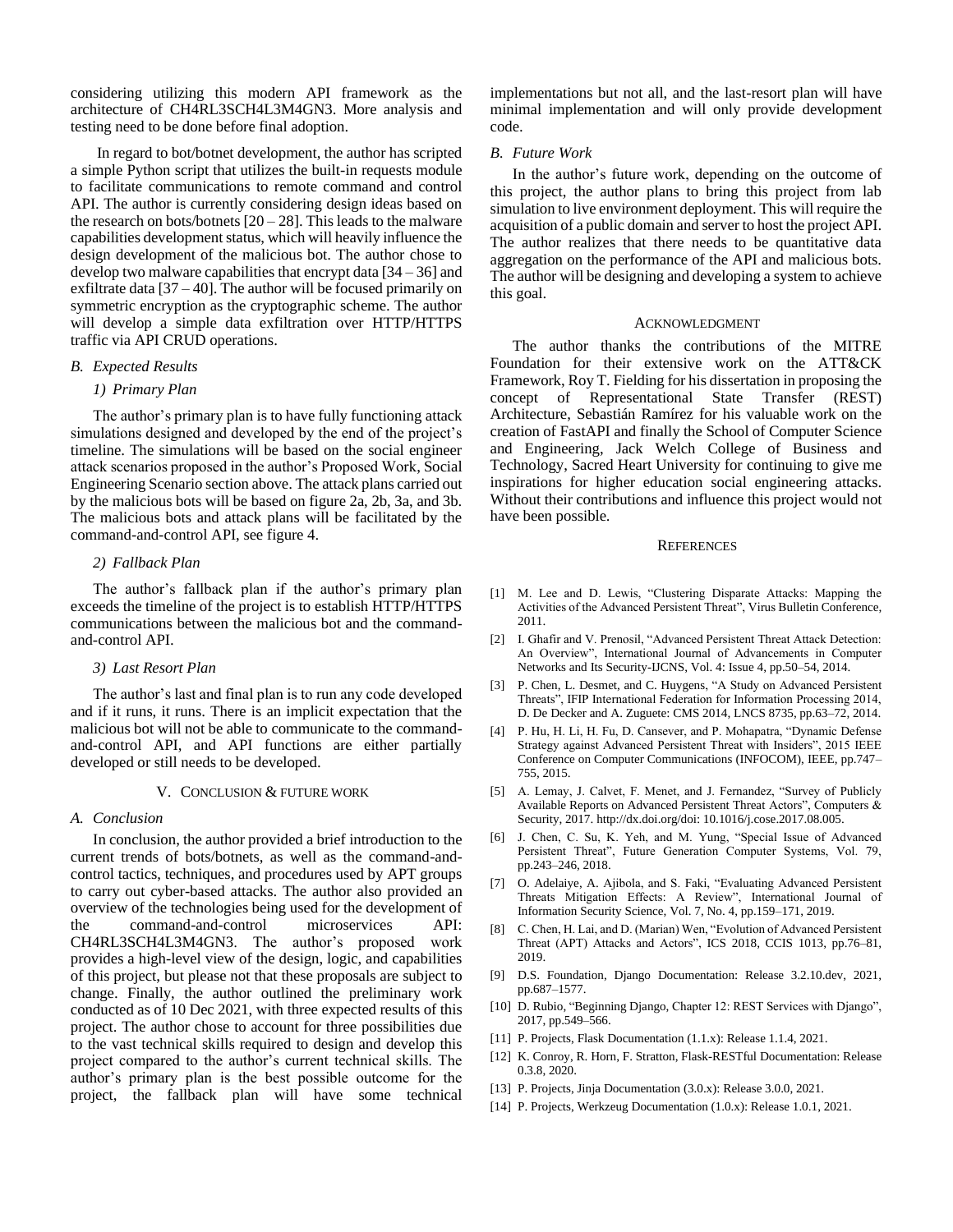considering utilizing this modern API framework as the architecture of CH4RL3SCH4L3M4GN3. More analysis and testing need to be done before final adoption.

In regard to bot/botnet development, the author has scripted a simple Python script that utilizes the built-in requests module to facilitate communications to remote command and control API. The author is currently considering design ideas based on the research on bots/botnets [20 – 28]. This leads to the malware capabilities development status, which will heavily influence the design development of the malicious bot. The author chose to develop two malware capabilities that encrypt data [34 – 36] and exfiltrate data [37 – 40]. The author will be focused primarily on symmetric encryption as the cryptographic scheme. The author will develop a simple data exfiltration over HTTP/HTTPS traffic via API CRUD operations.

### *B. Expected Results*

#### *1) Primary Plan*

The author's primary plan is to have fully functioning attack simulations designed and developed by the end of the project's timeline. The simulations will be based on the social engineer attack scenarios proposed in the author's Proposed Work, Social Engineering Scenario section above. The attack plans carried out by the malicious bots will be based on figure 2a, 2b, 3a, and 3b. The malicious bots and attack plans will be facilitated by the command-and-control API, see figure 4.

#### *2) Fallback Plan*

The author's fallback plan if the author's primary plan exceeds the timeline of the project is to establish HTTP/HTTPS communications between the malicious bot and the command-and-control API.

#### *3) Last Resort Plan*

The author's last and final plan is to run any code developed and if it runs, it runs. There is an implicit expectation that the malicious bot will not be able to communicate to the command-and-control API, and API functions are either partially developed or still needs to be developed.

## V. CONCLUSION & FUTURE WORK

### *A. Conclusion*

In conclusion, the author provided a brief introduction to the current trends of bots/botnets, as well as the command-and-control tactics, techniques, and procedures used by APT groups to carry out cyber-based attacks. The author also provided an overview of the technologies being used for the development of the command-and-control microservices API: CH4RL3SCH4L3M4GN3. The author's proposed work provides a high-level view of the design, logic, and capabilities of this project, but please not that these proposals are subject to change. Finally, the author outlined the preliminary work conducted as of 10 Dec 2021, with three expected results of this project. The author chose to account for three possibilities due to the vast technical skills required to design and develop this project compared to the author's current technical skills. The author's primary plan is the best possible outcome for the project, the fallback plan will have some technical implementations but not all, and the last-resort plan will have minimal implementation and will only provide development code.

### *B. Future Work*

In the author's future work, depending on the outcome of this project, the author plans to bring this project from lab simulation to live environment deployment. This will require the acquisition of a public domain and server to host the project API. The author realizes that there needs to be quantitative data aggregation on the performance of the API and malicious bots. The author will be designing and developing a system to achieve this goal.

## ACKNOWLEDGMENT

The author thanks the contributions of the MITRE Foundation for their extensive work on the ATT&CK Framework, Roy T. Fielding for his dissertation in proposing the concept of Representational State Transfer (REST) Architecture, Sebastián Ramírez for his valuable work on the creation of FastAPI and finally the School of Computer Science and Engineering, Jack Welch College of Business and Technology, Sacred Heart University for continuing to give me inspirations for higher education social engineering attacks. Without their contributions and influence this project would not have been possible.

## REFERENCES

[1] M. Lee and D. Lewis, "Clustering Disparate Attacks: Mapping the Activities of the Advanced Persistent Threat", Virus Bulletin Conference, 2011.

[2] I. Ghafir and V. Prenosil, "Advanced Persistent Threat Attack Detection: An Overview", International Journal of Advancements in Computer Networks and Its Security-IJCNS, Vol. 4: Issue 4, pp.50–54, 2014.

[3] P. Chen, L. Desmet, and C. Huygens, "A Study on Advanced Persistent Threats", IFIP International Federation for Information Processing 2014, D. De Decker and A. Zuguete: CMS 2014, LNCS 8735, pp.63–72, 2014.

[4] P. Hu, H. Li, H. Fu, D. Cansever, and P. Mohapatra, "Dynamic Defense Strategy against Advanced Persistent Threat with Insiders", 2015 IEEE Conference on Computer Communications (INFOCOM), IEEE, pp.747–755, 2015.

[5] A. Lemay, J. Calvet, F. Menet, and J. Fernandez, "Survey of Publicly Available Reports on Advanced Persistent Threat Actors", Computers & Security, 2017. http://dx.doi.org/doi: 10.1016/j.cose.2017.08.005.

[6] J. Chen, C. Su, K. Yeh, and M. Yung, "Special Issue of Advanced Persistent Threat", Future Generation Computer Systems, Vol. 79, pp.243–246, 2018.

[7] O. Adelaiye, A. Ajibola, and S. Faki, "Evaluating Advanced Persistent Threats Mitigation Effects: A Review", International Journal of Information Security Science, Vol. 7, No. 4, pp.159–171, 2019.

[8] C. Chen, H. Lai, and D. (Marian) Wen, "Evolution of Advanced Persistent Threat (APT) Attacks and Actors", ICS 2018, CCIS 1013, pp.76–81, 2019.

[9] D.S. Foundation, Django Documentation: Release 3.2.10.dev, 2021, pp.687–1577.

[10] D. Rubio, "Beginning Django, Chapter 12: REST Services with Django", 2017, pp.549–566.

[11] P. Projects, Flask Documentation (1.1.x): Release 1.1.4, 2021.

[12] K. Conroy, R. Horn, F. Stratton, Flask-RESTful Documentation: Release 0.3.8, 2020.

[13] P. Projects, Jinja Documentation (3.0.x): Release 3.0.0, 2021.

[14] P. Projects, Werkzeug Documentation (1.0.x): Release 1.0.1, 2021.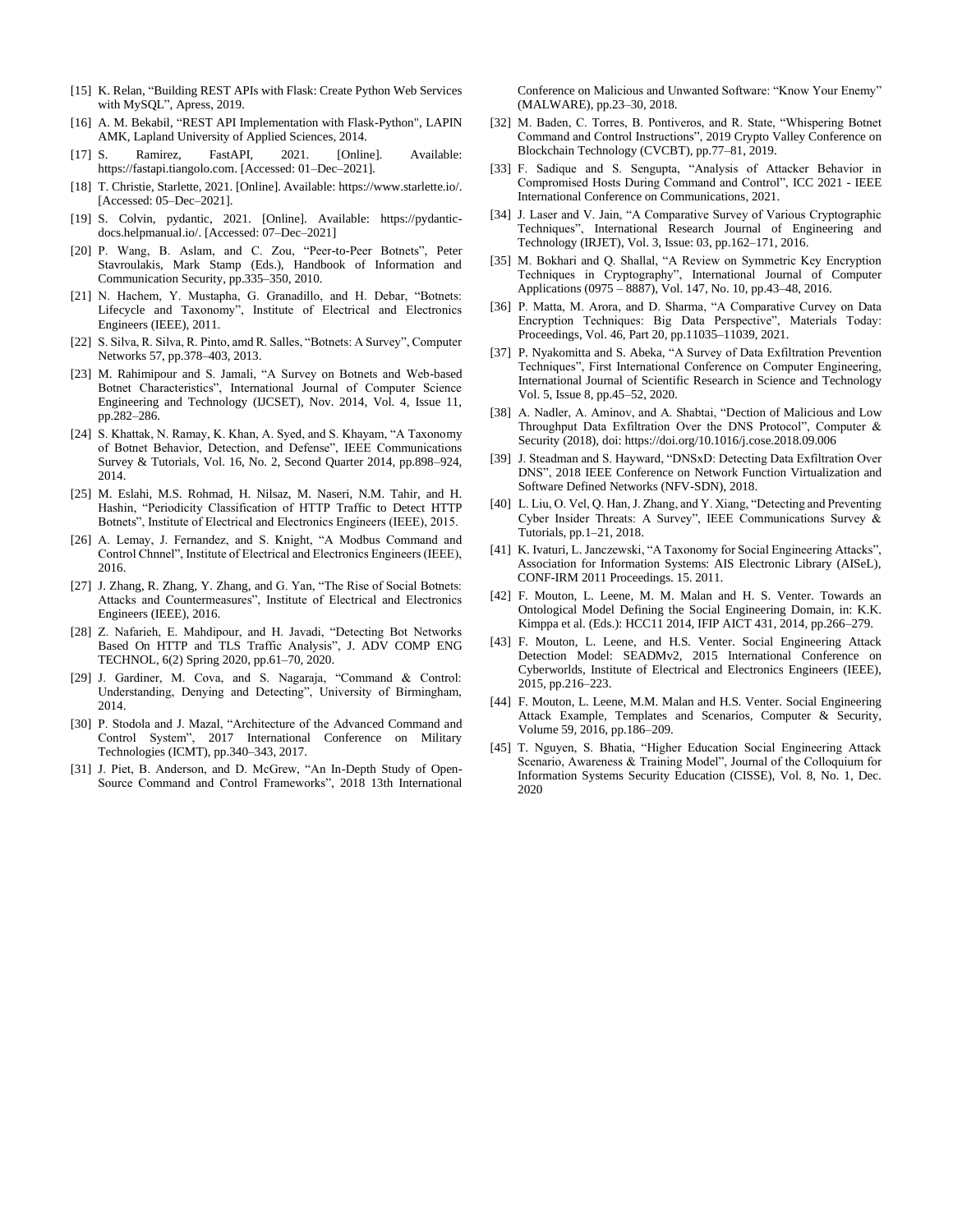[15] K. Relan, “Building REST APIs with Flask: Create Python Web Services with MySQL”, Apress, 2019.

[16] A. M. Bekabil, “REST API Implementation with Flask-Python", LAPIN AMK, Lapland University of Applied Sciences, 2014.

[17] S. Ramirez, FastAPI, 2021. [Online]. Available: https://fastapi.tiangolo.com. [Accessed: 01–Dec–2021].

[18] T. Christie, Starlette, 2021. [Online]. Available: https://www.starlette.io/. [Accessed: 05–Dec–2021].

[19] S. Colvin, pydantic, 2021. [Online]. Available: https://pydantic-docs.helpmanual.io/. [Accessed: 07–Dec–2021]

[20] P. Wang, B. Aslam, and C. Zou, “Peer-to-Peer Botnets”, Peter Stavroulakis, Mark Stamp (Eds.), Handbook of Information and Communication Security, pp.335–350, 2010.

[21] N. Hachem, Y. Mustapha, G. Granadillo, and H. Debar, “Botnets: Lifecycle and Taxonomy”, Institute of Electrical and Electronics Engineers (IEEE), 2011.

[22] S. Silva, R. Silva, R. Pinto, amd R. Salles, “Botnets: A Survey”, Computer Networks 57, pp.378–403, 2013.

[23] M. Rahimipour and S. Jamali, “A Survey on Botnets and Web-based Botnet Characteristics”, International Journal of Computer Science Engineering and Technology (IJCSET), Nov. 2014, Vol. 4, Issue 11, pp.282–286.

[24] S. Khattak, N. Ramay, K. Khan, A. Syed, and S. Khayam, “A Taxonomy of Botnet Behavior, Detection, and Defense”, IEEE Communications Survey & Tutorials, Vol. 16, No. 2, Second Quarter 2014, pp.898–924, 2014.

[25] M. Eslahi, M.S. Rohmad, H. Nilsaz, M. Naseri, N.M. Tahir, and H. Hashin, “Periodicity Classification of HTTP Traffic to Detect HTTP Botnets”, Institute of Electrical and Electronics Engineers (IEEE), 2015.

[26] A. Lemay, J. Fernandez, and S. Knight, “A Modbus Command and Control Chnnel”, Institute of Electrical and Electronics Engineers (IEEE), 2016.

[27] J. Zhang, R. Zhang, Y. Zhang, and G. Yan, “The Rise of Social Botnets: Attacks and Countermeasures”, Institute of Electrical and Electronics Engineers (IEEE), 2016.

[28] Z. Nafarieh, E. Mahdipour, and H. Javadi, “Detecting Bot Networks Based On HTTP and TLS Traffic Analysis”, J. ADV COMP ENG TECHNOL, 6(2) Spring 2020, pp.61–70, 2020.

[29] J. Gardiner, M. Cova, and S. Nagaraja, “Command & Control: Understanding, Denying and Detecting”, University of Birmingham, 2014.

[30] P. Stodola and J. Mazal, “Architecture of the Advanced Command and Control System”, 2017 International Conference on Military Technologies (ICMT), pp.340–343, 2017.

[31] J. Piet, B. Anderson, and D. McGrew, “An In-Depth Study of Open-Source Command and Control Frameworks”, 2018 13th International Conference on Malicious and Unwanted Software: “Know Your Enemy” (MALWARE), pp.23–30, 2018.

[32] M. Baden, C. Torres, B. Pontiveros, and R. State, “Whispering Botnet Command and Control Instructions”, 2019 Crypto Valley Conference on Blockchain Technology (CVCBT), pp.77–81, 2019.

[33] F. Sadique and S. Sengupta, “Analysis of Attacker Behavior in Compromised Hosts During Command and Control”, ICC 2021 - IEEE International Conference on Communications, 2021.

[34] J. Laser and V. Jain, “A Comparative Survey of Various Cryptographic Techniques”, International Research Journal of Engineering and Technology (IRJET), Vol. 3, Issue: 03, pp.162–171, 2016.

[35] M. Bokhari and Q. Shallal, “A Review on Symmetric Key Encryption Techniques in Cryptography”, International Journal of Computer Applications (0975 – 8887), Vol. 147, No. 10, pp.43–48, 2016.

[36] P. Matta, M. Arora, and D. Sharma, “A Comparative Curvey on Data Encryption Techniques: Big Data Perspective”, Materials Today: Proceedings, Vol. 46, Part 20, pp.11035–11039, 2021.

[37] P. Nyakomitta and S. Abeka, “A Survey of Data Exfiltration Prevention Techniques”, First International Conference on Computer Engineering, International Journal of Scientific Research in Science and Technology Vol. 5, Issue 8, pp.45–52, 2020.

[38] A. Nadler, A. Aminov, and A. Shabtai, “Dection of Malicious and Low Throughput Data Exfiltration Over the DNS Protocol”, Computer & Security (2018), doi: https://doi.org/10.1016/j.cose.2018.09.006

[39] J. Steadman and S. Hayward, “DNSxD: Detecting Data Exfiltration Over DNS”, 2018 IEEE Conference on Network Function Virtualization and Software Defined Networks (NFV-SDN), 2018.

[40] L. Liu, O. Vel, Q. Han, J. Zhang, and Y. Xiang, “Detecting and Preventing Cyber Insider Threats: A Survey”, IEEE Communications Survey & Tutorials, pp.1–21, 2018.

[41] K. Ivaturi, L. Janczewski, “A Taxonomy for Social Engineering Attacks”, Association for Information Systems: AIS Electronic Library (AISeL), CONF-IRM 2011 Proceedings. 15. 2011.

[42] F. Mouton, L. Leene, M. M. Malan and H. S. Venter. Towards an Ontological Model Defining the Social Engineering Domain, in: K.K. Kimppa et al. (Eds.): HCC11 2014, IFIP AICT 431, 2014, pp.266–279.

[43] F. Mouton, L. Leene, and H.S. Venter. Social Engineering Attack Detection Model: SEADMv2, 2015 International Conference on Cyberworlds, Institute of Electrical and Electronics Engineers (IEEE), 2015, pp.216–223.

[44] F. Mouton, L. Leene, M.M. Malan and H.S. Venter. Social Engineering Attack Example, Templates and Scenarios, Computer & Security, Volume 59, 2016, pp.186–209.

[45] T. Nguyen, S. Bhatia, “Higher Education Social Engineering Attack Scenario, Awareness & Training Model”, Journal of the Colloquium for Information Systems Security Education (CISSE), Vol. 8, No. 1, Dec. 2020